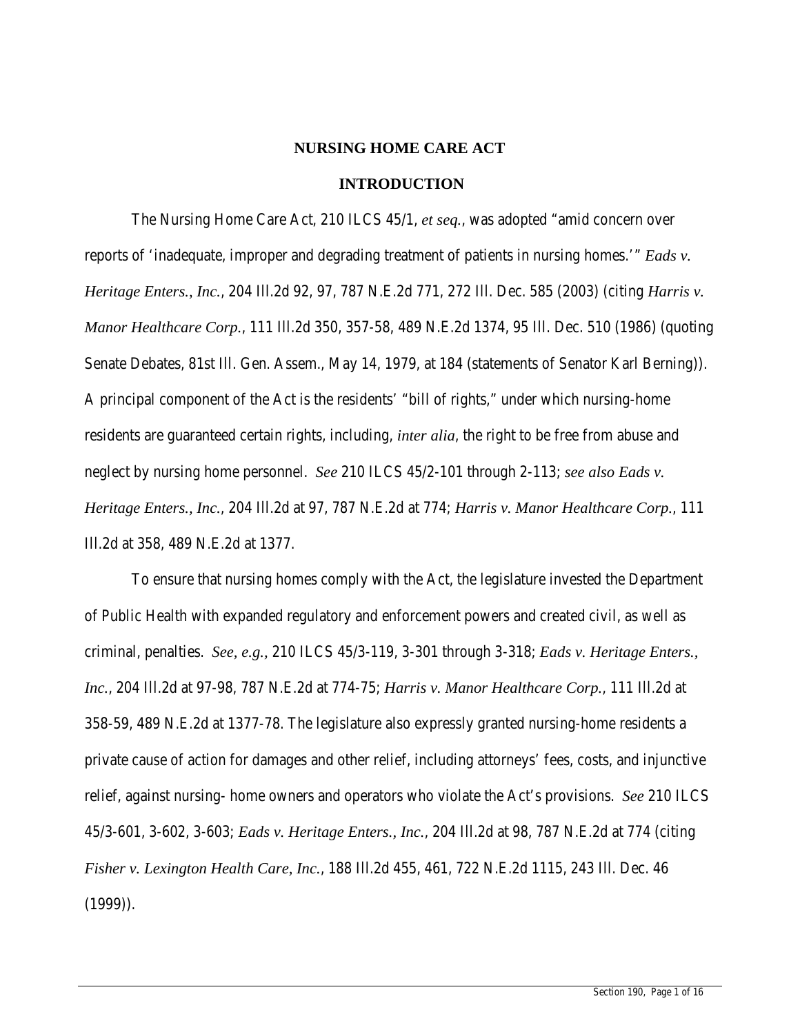# NURSING HOME CARE ACT

## INTRODUCTION

The Nursing Home Care Act, 210 ILCS 45/1, *et seq.*, was adopted "amid concern over reports of 'inadequate, improper and degrading treatment of patients in nursing homes.'" *Eads v. Heritage Enters., Inc.*, 204 Ill.2d 92, 97, 787 N.E.2d 771, 272 Ill. Dec. 585 (2003) (citing *Harris v. Manor Healthcare Corp.*, 111 Ill.2d 350, 357-58, 489 N.E.2d 1374, 95 Ill. Dec. 510 (1986) (quoting Senate Debates, 81st Ill. Gen. Assem., May 14, 1979, at 184 (statements of Senator Karl Berning)). A principal component of the Act is the residents' "bill of rights," under which nursing-home residents are guaranteed certain rights, including, *inter alia*, the right to be free from abuse and neglect by nursing home personnel. *See* 210 ILCS 45/2-101 through 2-113; *see also Eads v. Heritage Enters., Inc.*, 204 Ill.2d at 97, 787 N.E.2d at 774; *Harris v. Manor Healthcare Corp.*, 111 Ill.2d at 358, 489 N.E.2d at 1377.

To ensure that nursing homes comply with the Act, the legislature invested the Department of Public Health with expanded regulatory and enforcement powers and created civil, as well as criminal, penalties. *See, e.g.*, 210 ILCS 45/3-119, 3-301 through 3-318; *Eads v. Heritage Enters., Inc.*, 204 Ill.2d at 97-98, 787 N.E.2d at 774-75; *Harris v. Manor Healthcare Corp.*, 111 Ill.2d at 358-59, 489 N.E.2d at 1377-78. The legislature also expressly granted nursing-home residents a private cause of action for damages and other relief, including attorneys' fees, costs, and injunctive relief, against nursing- home owners and operators who violate the Act's provisions. *See* 210 ILCS 45/3-601, 3-602, 3-603; *Eads v. Heritage Enters., Inc.*, 204 Ill.2d at 98, 787 N.E.2d at 774 (citing *Fisher v. Lexington Health Care, Inc.*, 188 Ill.2d 455, 461, 722 N.E.2d 1115, 243 Ill. Dec. 46 (1999)).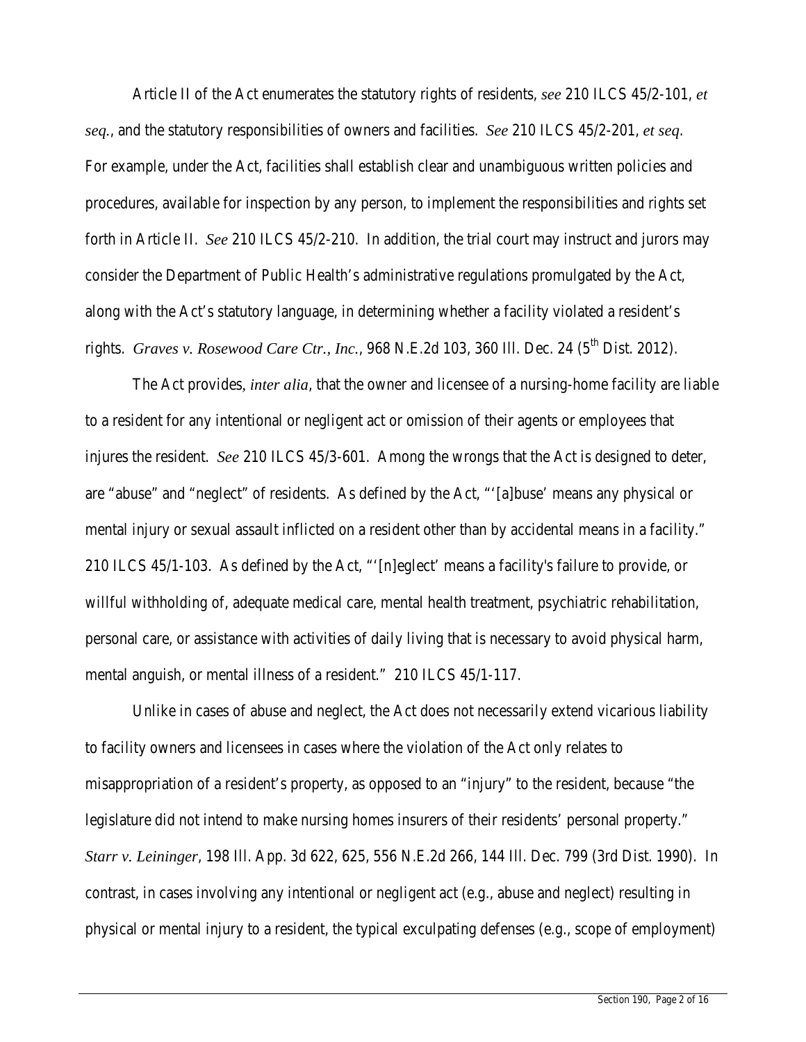Article II of the Act enumerates the statutory rights of residents, *see* 210 ILCS 45/2-101, *et seq.*, and the statutory responsibilities of owners and facilities. *See* 210 ILCS 45/2-201, *et seq*. For example, under the Act, facilities shall establish clear and unambiguous written policies and procedures, available for inspection by any person, to implement the responsibilities and rights set forth in Article II. *See* 210 ILCS 45/2-210. In addition, the trial court may instruct and jurors may consider the Department of Public Health's administrative regulations promulgated by the Act, along with the Act's statutory language, in determining whether a facility violated a resident's rights. *Graves v. Rosewood Care Ctr., Inc.*, 968 N.E.2d 103, 360 Ill. Dec. 24 (5th Dist. 2012).

The Act provides, *inter alia*, that the owner and licensee of a nursing-home facility are liable to a resident for any intentional or negligent act or omission of their agents or employees that injures the resident. *See* 210 ILCS 45/3-601. Among the wrongs that the Act is designed to deter, are "abuse" and "neglect" of residents. As defined by the Act, "'[a]buse' means any physical or mental injury or sexual assault inflicted on a resident other than by accidental means in a facility." 210 ILCS 45/1-103. As defined by the Act, "'[n]eglect' means a facility's failure to provide, or willful withholding of, adequate medical care, mental health treatment, psychiatric rehabilitation, personal care, or assistance with activities of daily living that is necessary to avoid physical harm, mental anguish, or mental illness of a resident." 210 ILCS 45/1-117.

Unlike in cases of abuse and neglect, the Act does not necessarily extend vicarious liability to facility owners and licensees in cases where the violation of the Act only relates to misappropriation of a resident's property, as opposed to an "injury" to the resident, because "the legislature did not intend to make nursing homes insurers of their residents' personal property." *Starr v. Leininger*, 198 Ill. App. 3d 622, 625, 556 N.E.2d 266, 144 Ill. Dec. 799 (3rd Dist. 1990). In contrast, in cases involving any intentional or negligent act (e.g., abuse and neglect) resulting in physical or mental injury to a resident, the typical exculpating defenses (e.g., scope of employment)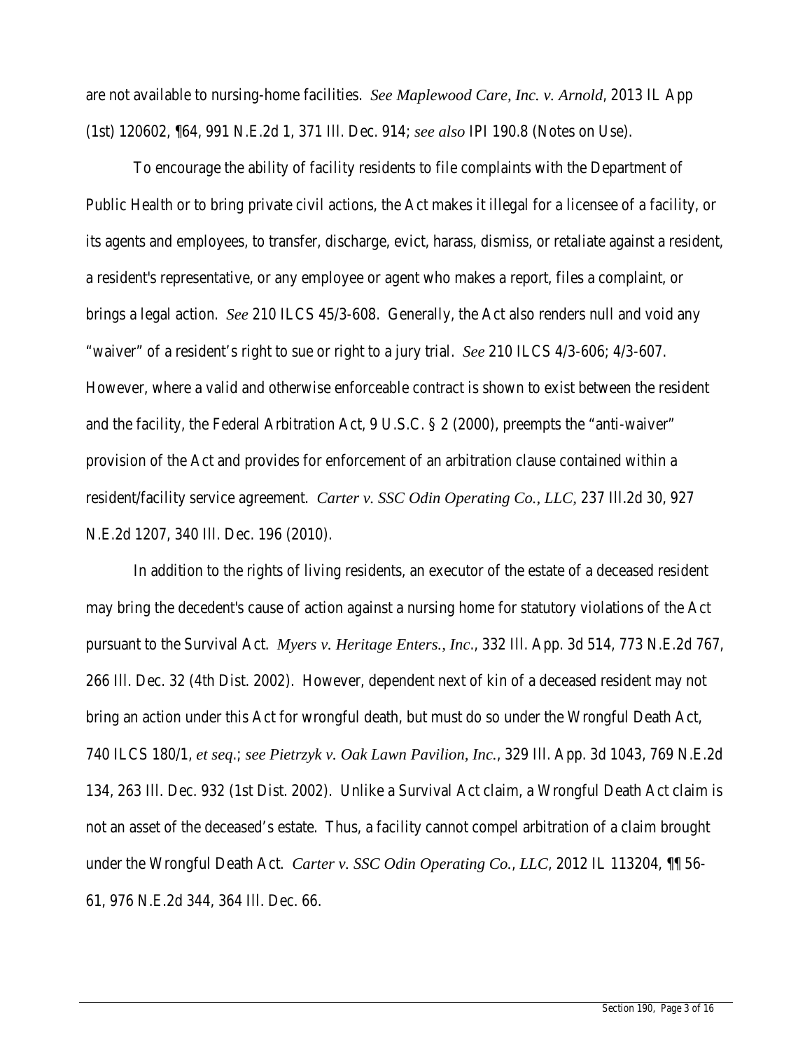are not available to nursing-home facilities. *See Maplewood Care, Inc. v. Arnold*, 2013 IL App (1st) 120602, ¶64, 991 N.E.2d 1, 371 Ill. Dec. 914; *see also* IPI 190.8 (Notes on Use).

To encourage the ability of facility residents to file complaints with the Department of Public Health or to bring private civil actions, the Act makes it illegal for a licensee of a facility, or its agents and employees, to transfer, discharge, evict, harass, dismiss, or retaliate against a resident, a resident's representative, or any employee or agent who makes a report, files a complaint, or brings a legal action. *See* 210 ILCS 45/3-608. Generally, the Act also renders null and void any "waiver" of a resident's right to sue or right to a jury trial. *See* 210 ILCS 4/3-606; 4/3-607. However, where a valid and otherwise enforceable contract is shown to exist between the resident and the facility, the Federal Arbitration Act, 9 U.S.C. § 2 (2000), preempts the "anti-waiver" provision of the Act and provides for enforcement of an arbitration clause contained within a resident/facility service agreement. *Carter v. SSC Odin Operating Co., LLC*, 237 Ill.2d 30, 927 N.E.2d 1207, 340 Ill. Dec. 196 (2010).

In addition to the rights of living residents, an executor of the estate of a deceased resident may bring the decedent's cause of action against a nursing home for statutory violations of the Act pursuant to the Survival Act. *Myers v. Heritage Enters., Inc.*, 332 Ill. App. 3d 514, 773 N.E.2d 767, 266 Ill. Dec. 32 (4th Dist. 2002). However, dependent next of kin of a deceased resident may not bring an action under this Act for wrongful death, but must do so under the Wrongful Death Act, 740 ILCS 180/1, *et seq.*; *see Pietrzyk v. Oak Lawn Pavilion, Inc.*, 329 Ill. App. 3d 1043, 769 N.E.2d 134, 263 Ill. Dec. 932 (1st Dist. 2002). Unlike a Survival Act claim, a Wrongful Death Act claim is not an asset of the deceased's estate. Thus, a facility cannot compel arbitration of a claim brought under the Wrongful Death Act. *Carter v. SSC Odin Operating Co., LLC*, 2012 IL 113204, ¶¶ 56-61, 976 N.E.2d 344, 364 Ill. Dec. 66.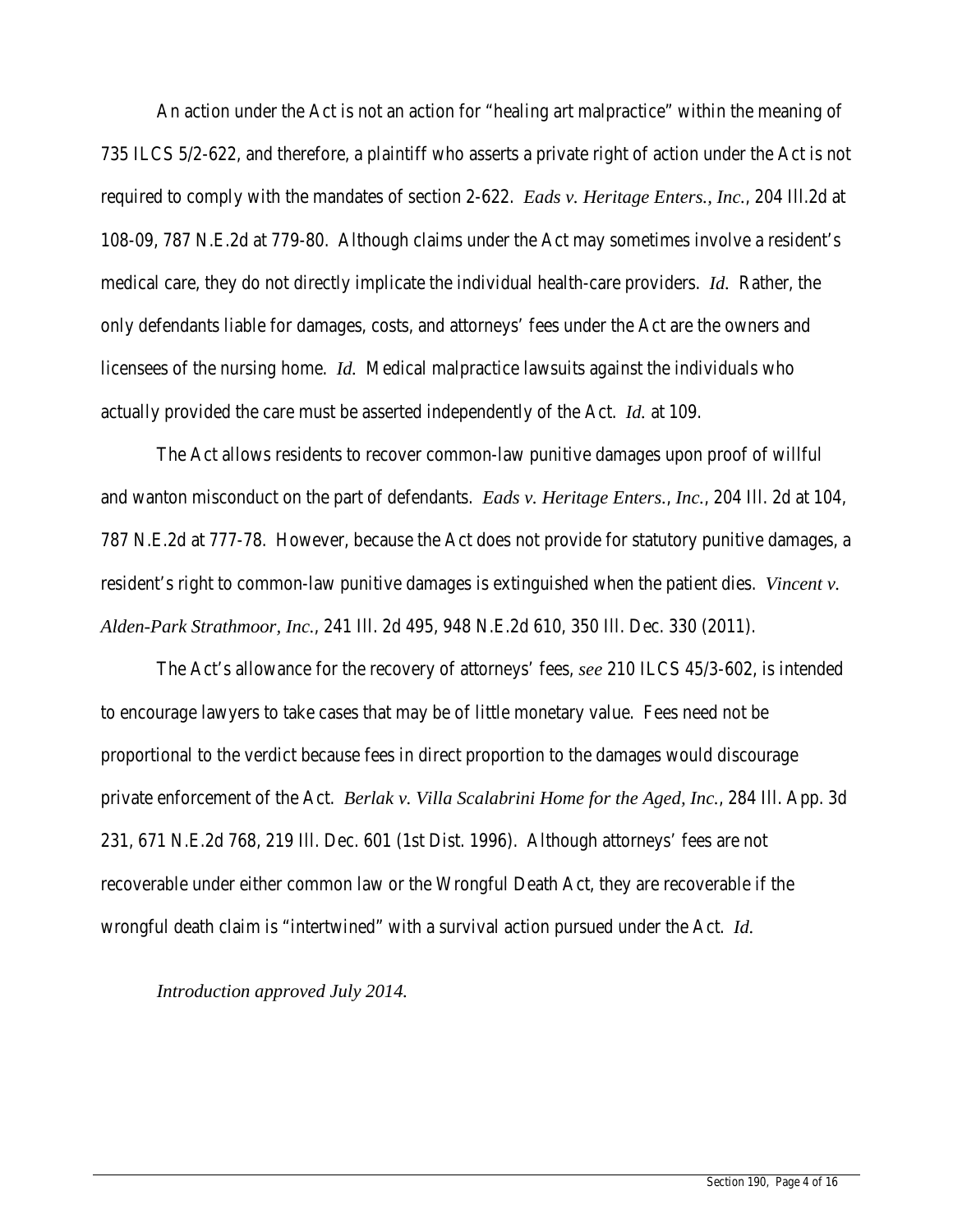An action under the Act is not an action for "healing art malpractice" within the meaning of 735 ILCS 5/2-622, and therefore, a plaintiff who asserts a private right of action under the Act is not required to comply with the mandates of section 2-622. *Eads v. Heritage Enters., Inc.*, 204 Ill.2d at 108-09, 787 N.E.2d at 779-80. Although claims under the Act may sometimes involve a resident's medical care, they do not directly implicate the individual health-care providers. *Id*. Rather, the only defendants liable for damages, costs, and attorneys' fees under the Act are the owners and licensees of the nursing home. *Id*. Medical malpractice lawsuits against the individuals who actually provided the care must be asserted independently of the Act. *Id*. at 109.

The Act allows residents to recover common-law punitive damages upon proof of willful and wanton misconduct on the part of defendants. *Eads v. Heritage Enters., Inc.*, 204 Ill. 2d at 104, 787 N.E.2d at 777-78. However, because the Act does not provide for statutory punitive damages, a resident's right to common-law punitive damages is extinguished when the patient dies. *Vincent v. Alden-Park Strathmoor, Inc.*, 241 Ill. 2d 495, 948 N.E.2d 610, 350 Ill. Dec. 330 (2011).

The Act's allowance for the recovery of attorneys' fees, *see* 210 ILCS 45/3-602, is intended to encourage lawyers to take cases that may be of little monetary value. Fees need not be proportional to the verdict because fees in direct proportion to the damages would discourage private enforcement of the Act. *Berlak v. Villa Scalabrini Home for the Aged, Inc.*, 284 Ill. App. 3d 231, 671 N.E.2d 768, 219 Ill. Dec. 601 (1st Dist. 1996). Although attorneys' fees are not recoverable under either common law or the Wrongful Death Act, they are recoverable if the wrongful death claim is "intertwined" with a survival action pursued under the Act. *Id*.

*Introduction approved July 2014.*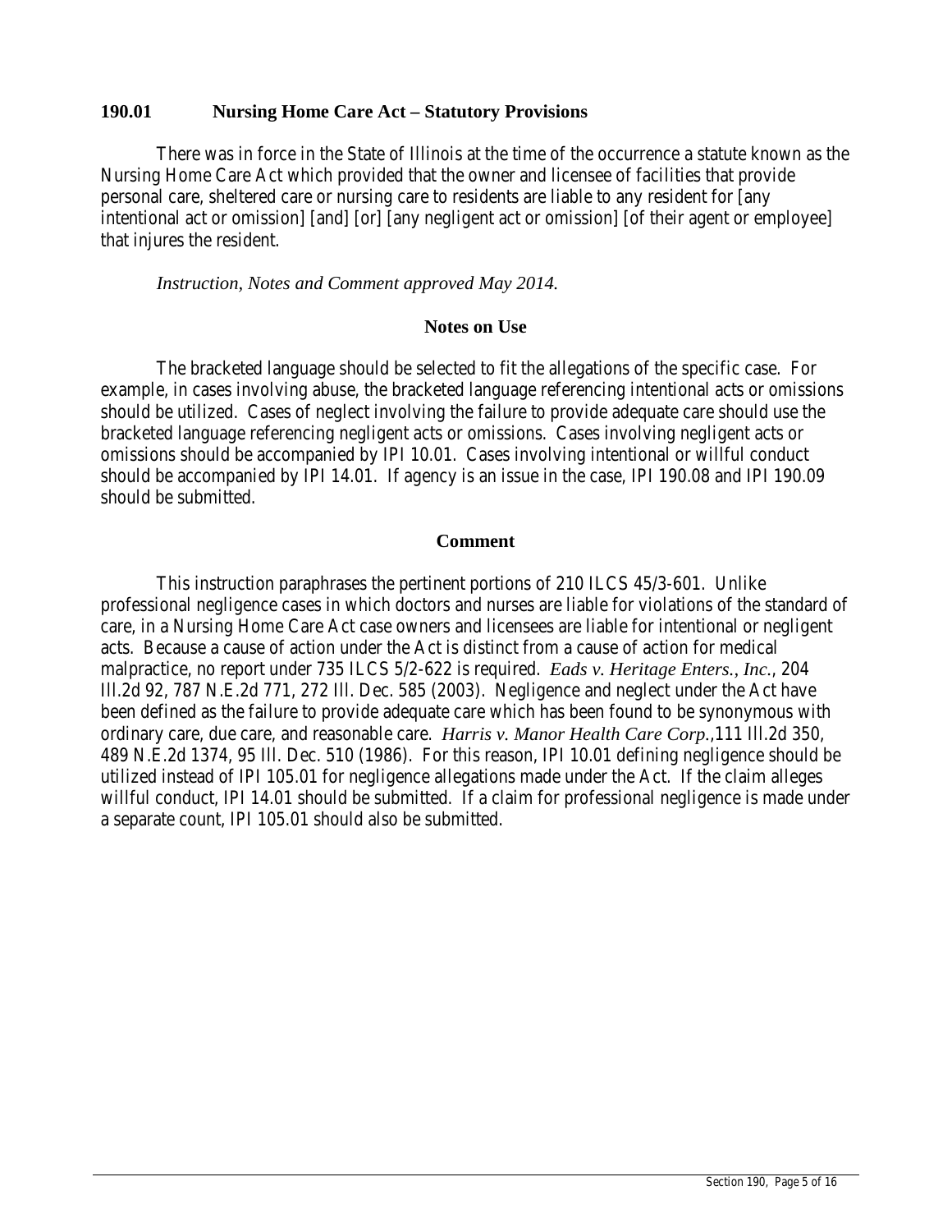## 190.01 Nursing Home Care Act – Statutory Provisions

There was in force in the State of Illinois at the time of the occurrence a statute known as the Nursing Home Care Act which provided that the owner and licensee of facilities that provide personal care, sheltered care or nursing care to residents are liable to any resident for [any intentional act or omission] [and] [or] [any negligent act or omission] [of their agent or employee] that injures the resident.

*Instruction, Notes and Comment approved May 2014.*

### Notes on Use

The bracketed language should be selected to fit the allegations of the specific case. For example, in cases involving abuse, the bracketed language referencing intentional acts or omissions should be utilized. Cases of neglect involving the failure to provide adequate care should use the bracketed language referencing negligent acts or omissions. Cases involving negligent acts or omissions should be accompanied by IPI 10.01. Cases involving intentional or willful conduct should be accompanied by IPI 14.01. If agency is an issue in the case, IPI 190.08 and IPI 190.09 should be submitted.

### Comment

This instruction paraphrases the pertinent portions of 210 ILCS 45/3-601. Unlike professional negligence cases in which doctors and nurses are liable for violations of the standard of care, in a Nursing Home Care Act case owners and licensees are liable for intentional or negligent acts. Because a cause of action under the Act is distinct from a cause of action for medical malpractice, no report under 735 ILCS 5/2-622 is required. *Eads v. Heritage Enters., Inc.*, 204 Ill.2d 92, 787 N.E.2d 771, 272 Ill. Dec. 585 (2003). Negligence and neglect under the Act have been defined as the failure to provide adequate care which has been found to be synonymous with ordinary care, due care, and reasonable care. *Harris v. Manor Health Care Corp.*,111 Ill.2d 350, 489 N.E.2d 1374, 95 Ill. Dec. 510 (1986). For this reason, IPI 10.01 defining negligence should be utilized instead of IPI 105.01 for negligence allegations made under the Act. If the claim alleges willful conduct, IPI 14.01 should be submitted. If a claim for professional negligence is made under a separate count, IPI 105.01 should also be submitted.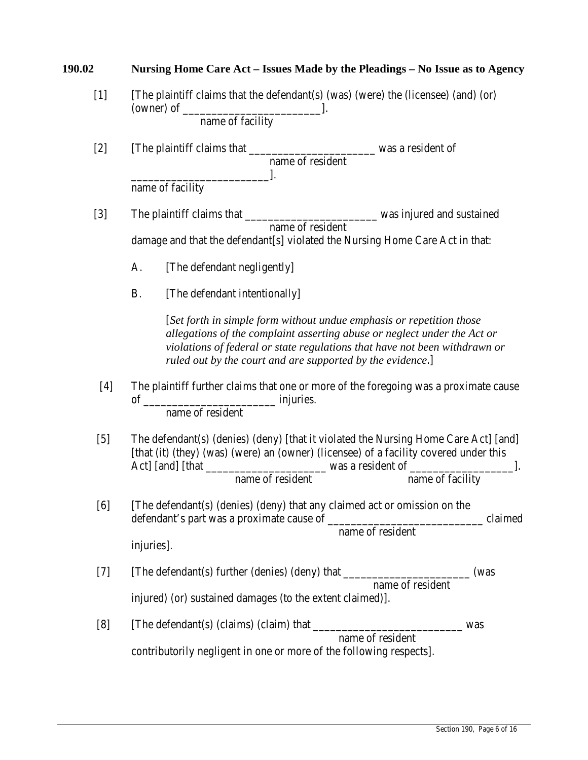## 190.02 Nursing Home Care Act – Issues Made by the Pleadings – No Issue as to Agency

[1] [The plaintiff claims that the defendant(s) (was) (were) the (licensee) (and) (or) (owner) of _______________________].
name of facility

[2] [The plaintiff claims that _____________________ was a resident of
name of resident
_______________________].
name of facility

[3] The plaintiff claims that _______________________ was injured and sustained
name of resident
damage and that the defendant[s] violated the Nursing Home Care Act in that:

A. [The defendant negligently]

B. [The defendant intentionally]

[*Set forth in simple form without undue emphasis or repetition those allegations of the complaint asserting abuse or neglect under the Act or violations of federal or state regulations that have not been withdrawn or ruled out by the court and are supported by the evidence.*]

[4] The plaintiff further claims that one or more of the foregoing was a proximate cause of _____________________ injuries.
name of resident

[5] The defendant(s) (denies) (deny) [that it violated the Nursing Home Care Act] [and] [that (it) (they) (was) (were) an (owner) (licensee) of a facility covered under this Act] [and] [that ____________________ was a resident of _________________].
name of resident name of facility

[6] [The defendant(s) (denies) (deny) that any claimed act or omission on the defendant's part was a proximate cause of __________________________ claimed
name of resident
injuries].

[7] [The defendant(s) further (denies) (deny) that _____________________ (was
name of resident
injured) (or) sustained damages (to the extent claimed)].

[8] [The defendant(s) (claims) (claim) that __________________________ was
name of resident
contributorily negligent in one or more of the following respects].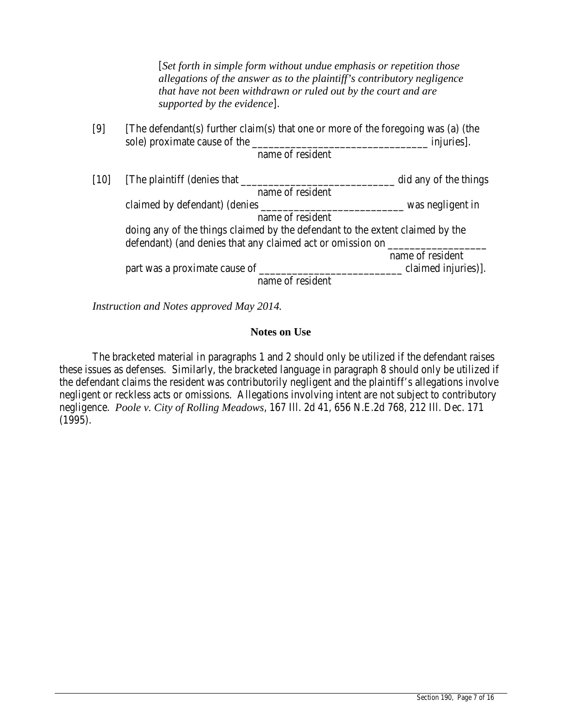[*Set forth in simple form without undue emphasis or repetition those allegations of the answer as to the plaintiff's contributory negligence that have not been withdrawn or ruled out by the court and are supported by the evidence*].

[9] [The defendant(s) further claim(s) that one or more of the foregoing was (a) (the sole) proximate cause of the ______________________________ injuries].
name of resident

[10] [The plaintiff (denies that ___________________________ did any of the things
name of resident
claimed by defendant) (denies ________________________ was negligent in
name of resident
doing any of the things claimed by the defendant to the extent claimed by the defendant) (and denies that any claimed act or omission on _________________
name of resident
part was a proximate cause of ________________________ claimed injuries)].
name of resident

*Instruction and Notes approved May 2014.*

**Notes on Use**

The bracketed material in paragraphs 1 and 2 should only be utilized if the defendant raises these issues as defenses. Similarly, the bracketed language in paragraph 8 should only be utilized if the defendant claims the resident was contributorily negligent and the plaintiff's allegations involve negligent or reckless acts or omissions. Allegations involving intent are not subject to contributory negligence. *Poole v. City of Rolling Meadows*, 167 Ill. 2d 41, 656 N.E.2d 768, 212 Ill. Dec. 171 (1995).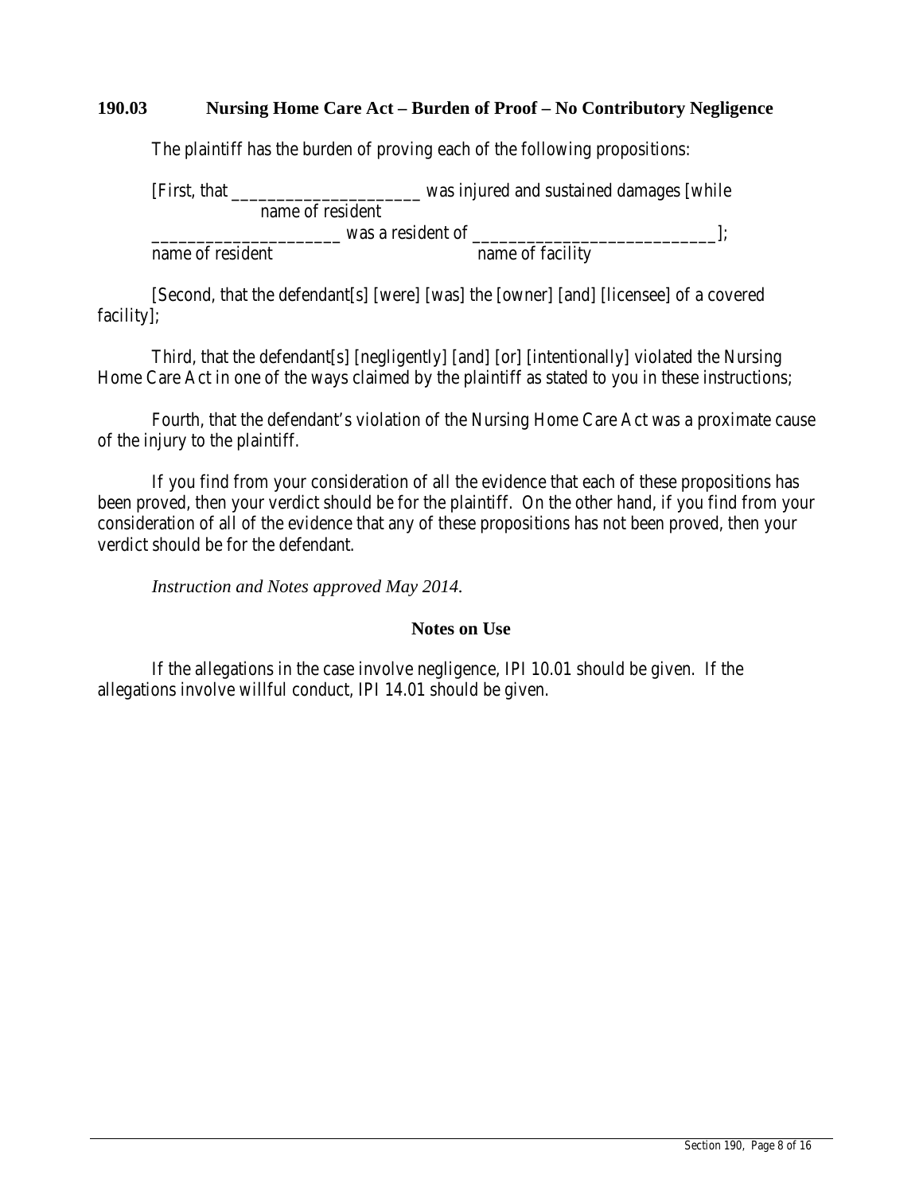## 190.03 Nursing Home Care Act – Burden of Proof – No Contributory Negligence

The plaintiff has the burden of proving each of the following propositions:

[First, that ____________________ was injured and sustained damages [while
name of resident

____________________ was a resident of __________________________];
name of resident name of facility

[Second, that the defendant[s] [were] [was] the [owner] [and] [licensee] of a covered facility];

Third, that the defendant[s] [negligently] [and] [or] [intentionally] violated the Nursing Home Care Act in one of the ways claimed by the plaintiff as stated to you in these instructions;

Fourth, that the defendant's violation of the Nursing Home Care Act was a proximate cause of the injury to the plaintiff.

If you find from your consideration of all the evidence that each of these propositions has been proved, then your verdict should be for the plaintiff. On the other hand, if you find from your consideration of all of the evidence that any of these propositions has not been proved, then your verdict should be for the defendant.

*Instruction and Notes approved May 2014.*

### Notes on Use

If the allegations in the case involve negligence, IPI 10.01 should be given. If the allegations involve willful conduct, IPI 14.01 should be given.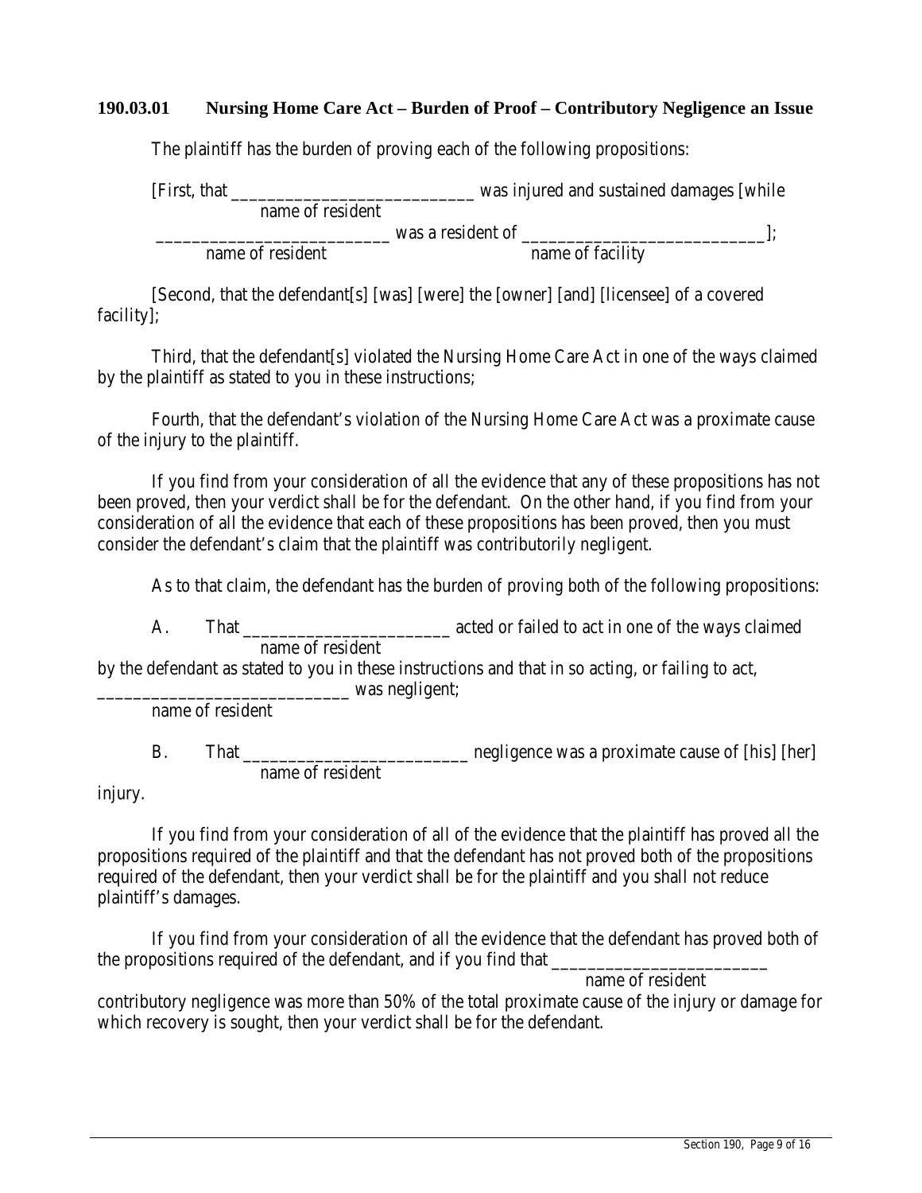### 190.03.01 Nursing Home Care Act – Burden of Proof – Contributory Negligence an Issue

The plaintiff has the burden of proving each of the following propositions:

[First, that ___________________________ was injured and sustained damages [while
name of resident
_________________________ was a resident of ___________________________];
name of resident name of facility

[Second, that the defendant[s] [was] [were] the [owner] [and] [licensee] of a covered facility];

Third, that the defendant[s] violated the Nursing Home Care Act in one of the ways claimed by the plaintiff as stated to you in these instructions;

Fourth, that the defendant's violation of the Nursing Home Care Act was a proximate cause of the injury to the plaintiff.

If you find from your consideration of all the evidence that any of these propositions has not been proved, then your verdict shall be for the defendant. On the other hand, if you find from your consideration of all the evidence that each of these propositions has been proved, then you must consider the defendant's claim that the plaintiff was contributorily negligent.

As to that claim, the defendant has the burden of proving both of the following propositions:

A. That _______________________ acted or failed to act in one of the ways claimed
name of resident
by the defendant as stated to you in these instructions and that in so acting, or failing to act, ___________________________ was negligent;
name of resident

B. That _________________________ negligence was a proximate cause of [his] [her]
name of resident
injury.

If you find from your consideration of all of the evidence that the plaintiff has proved all the propositions required of the plaintiff and that the defendant has not proved both of the propositions required of the defendant, then your verdict shall be for the plaintiff and you shall not reduce plaintiff's damages.

If you find from your consideration of all the evidence that the defendant has proved both of the propositions required of the defendant, and if you find that _______________________
name of resident
contributory negligence was more than 50% of the total proximate cause of the injury or damage for which recovery is sought, then your verdict shall be for the defendant.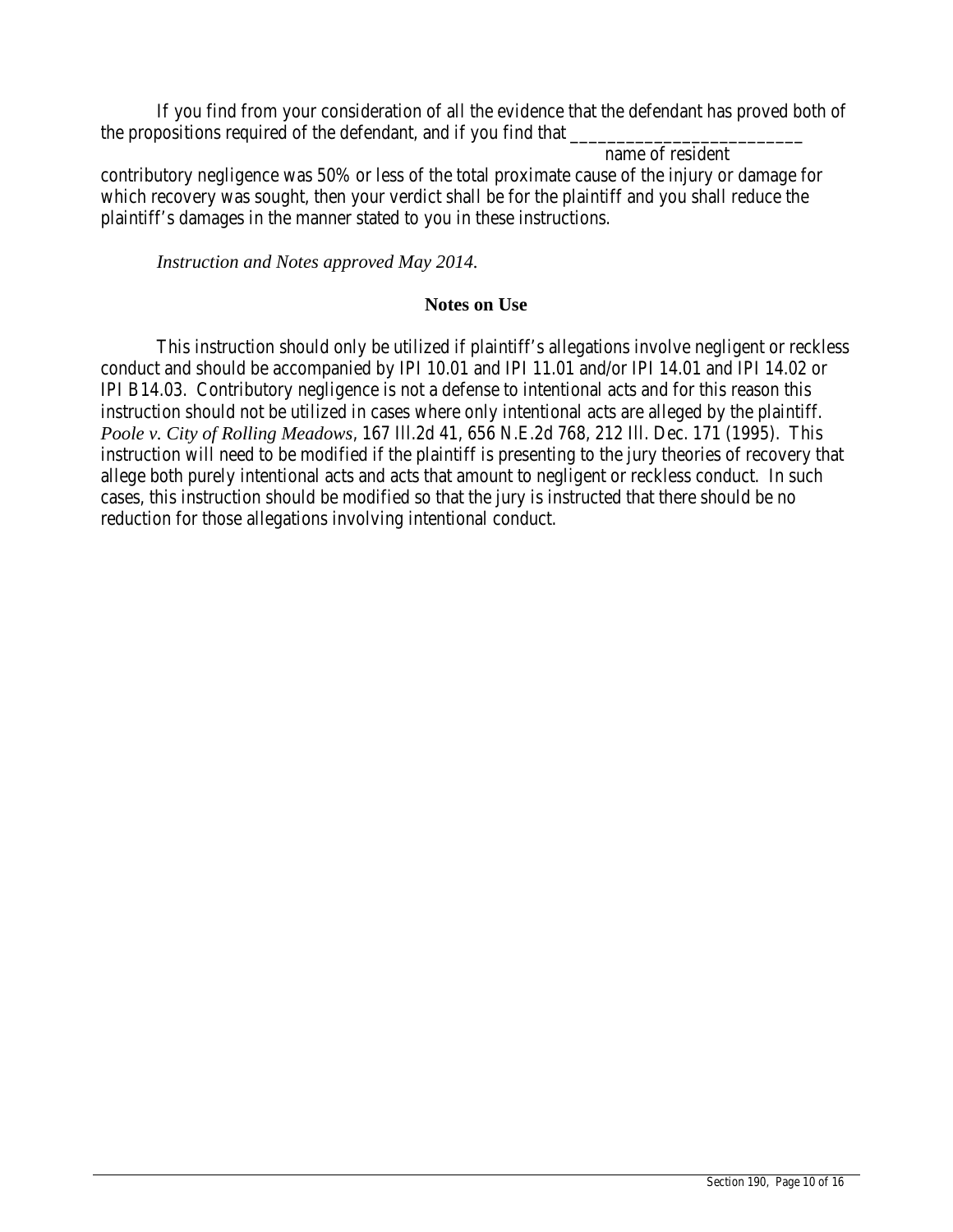If you find from your consideration of all the evidence that the defendant has proved both of the propositions required of the defendant, and if you find that ________________________
name of resident
contributory negligence was 50% or less of the total proximate cause of the injury or damage for which recovery was sought, then your verdict shall be for the plaintiff and you shall reduce the plaintiff's damages in the manner stated to you in these instructions.

*Instruction and Notes approved May 2014.*

**Notes on Use**

This instruction should only be utilized if plaintiff's allegations involve negligent or reckless conduct and should be accompanied by IPI 10.01 and IPI 11.01 and/or IPI 14.01 and IPI 14.02 or IPI B14.03. Contributory negligence is not a defense to intentional acts and for this reason this instruction should not be utilized in cases where only intentional acts are alleged by the plaintiff. *Poole v. City of Rolling Meadows*, 167 Ill.2d 41, 656 N.E.2d 768, 212 Ill. Dec. 171 (1995). This instruction will need to be modified if the plaintiff is presenting to the jury theories of recovery that allege both purely intentional acts and acts that amount to negligent or reckless conduct. In such cases, this instruction should be modified so that the jury is instructed that there should be no reduction for those allegations involving intentional conduct.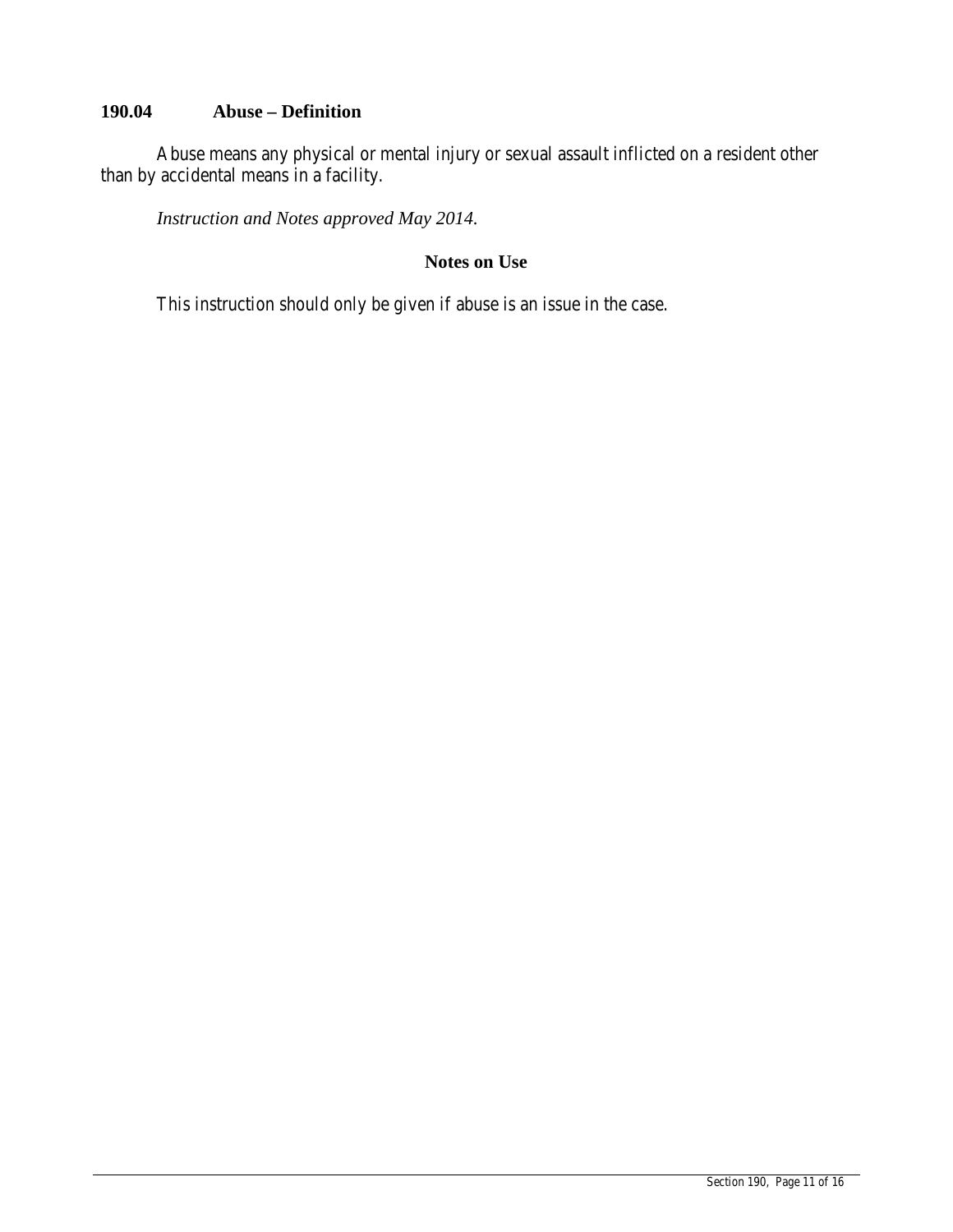### 190.04 Abuse – Definition

Abuse means any physical or mental injury or sexual assault inflicted on a resident other than by accidental means in a facility.

*Instruction and Notes approved May 2014.*

**Notes on Use**

This instruction should only be given if abuse is an issue in the case.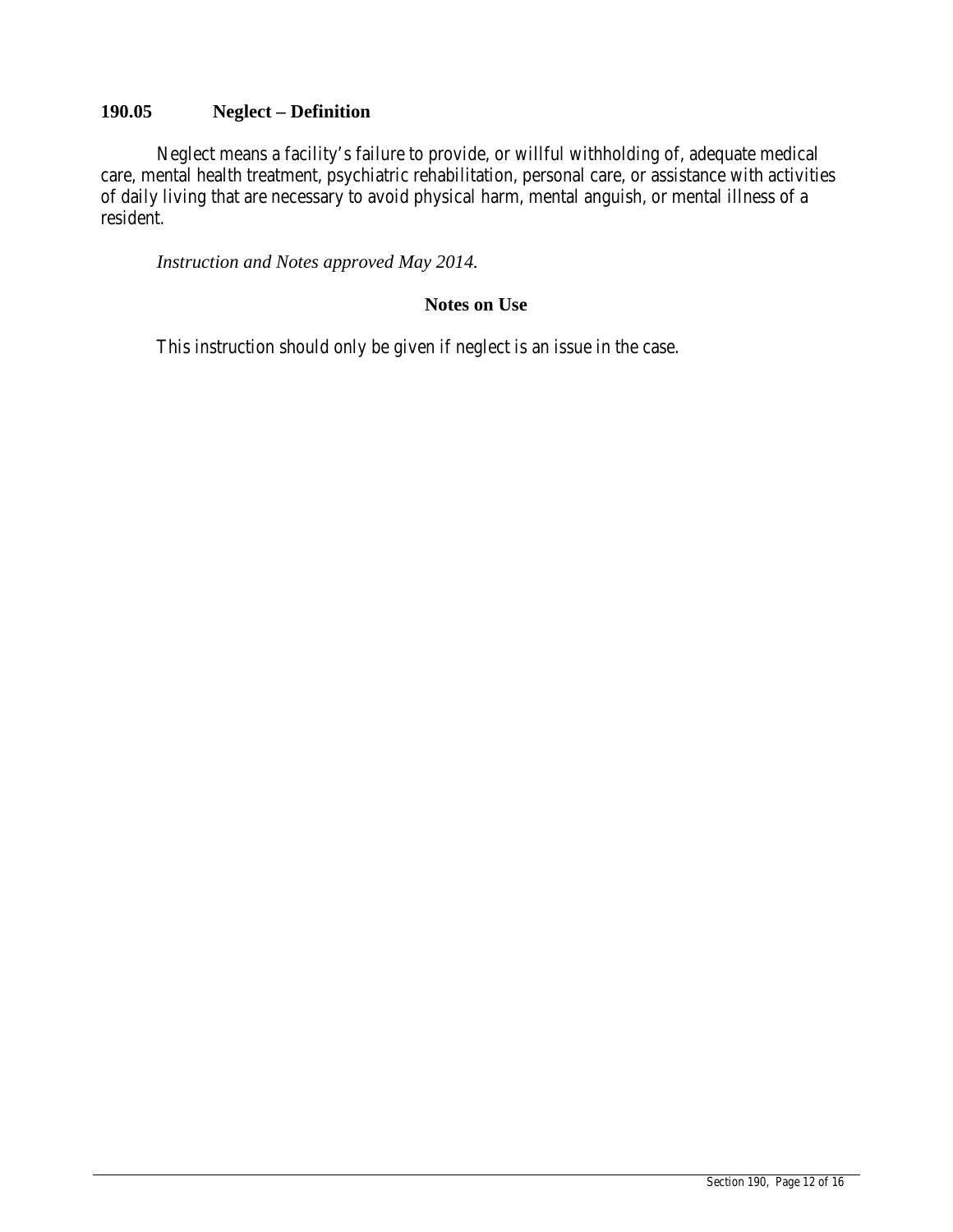## 190.05 Neglect – Definition

Neglect means a facility's failure to provide, or willful withholding of, adequate medical care, mental health treatment, psychiatric rehabilitation, personal care, or assistance with activities of daily living that are necessary to avoid physical harm, mental anguish, or mental illness of a resident.

*Instruction and Notes approved May 2014.*

### Notes on Use

This instruction should only be given if neglect is an issue in the case.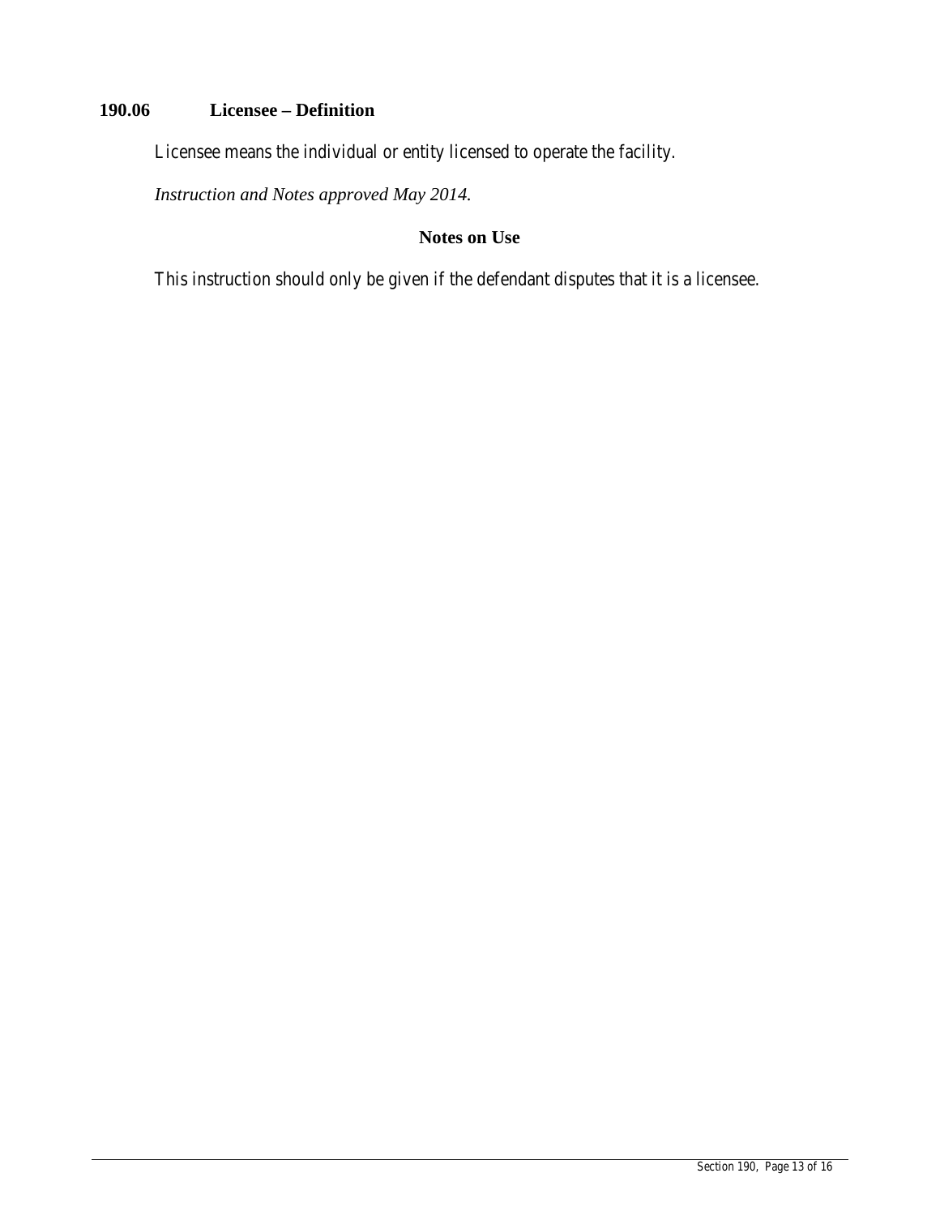## 190.06 Licensee – Definition

Licensee means the individual or entity licensed to operate the facility.

*Instruction and Notes approved May 2014.*

### Notes on Use

This instruction should only be given if the defendant disputes that it is a licensee.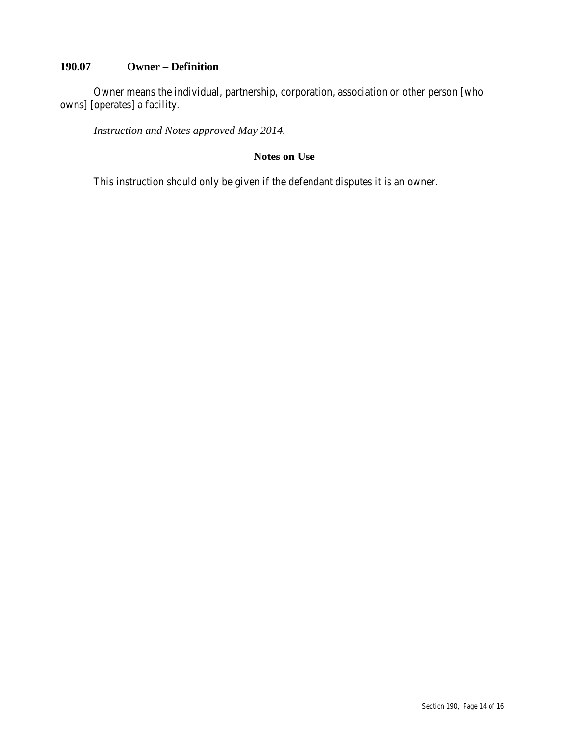## 190.07 Owner – Definition

Owner means the individual, partnership, corporation, association or other person [who owns] [operates] a facility.

*Instruction and Notes approved May 2014.*

### Notes on Use

This instruction should only be given if the defendant disputes it is an owner.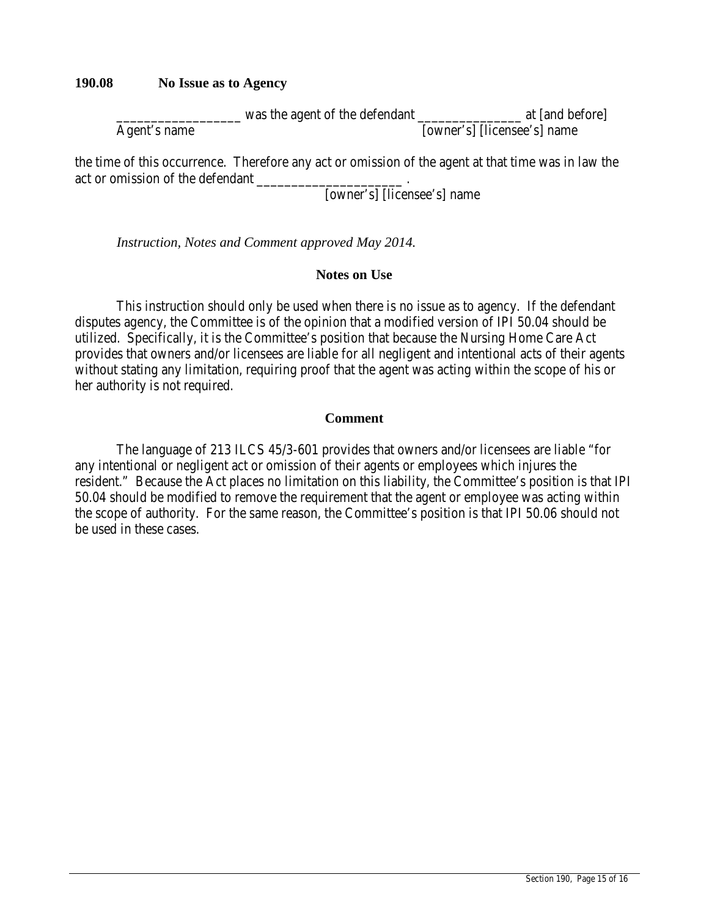**190.08 No Issue as to Agency**

__________________ was the agent of the defendant _______________ at [and before]
Agent's name [owner's] [licensee's] name

the time of this occurrence. Therefore any act or omission of the agent at that time was in law the act or omission of the defendant _____________________ .
[owner's] [licensee's] name

*Instruction, Notes and Comment approved May 2014.*

**Notes on Use**

This instruction should only be used when there is no issue as to agency. If the defendant disputes agency, the Committee is of the opinion that a modified version of IPI 50.04 should be utilized. Specifically, it is the Committee's position that because the Nursing Home Care Act provides that owners and/or licensees are liable for all negligent and intentional acts of their agents without stating any limitation, requiring proof that the agent was acting within the scope of his or her authority is not required.

**Comment**

The language of 213 ILCS 45/3-601 provides that owners and/or licensees are liable "for any intentional or negligent act or omission of their agents or employees which injures the resident." Because the Act places no limitation on this liability, the Committee's position is that IPI 50.04 should be modified to remove the requirement that the agent or employee was acting within the scope of authority. For the same reason, the Committee's position is that IPI 50.06 should not be used in these cases.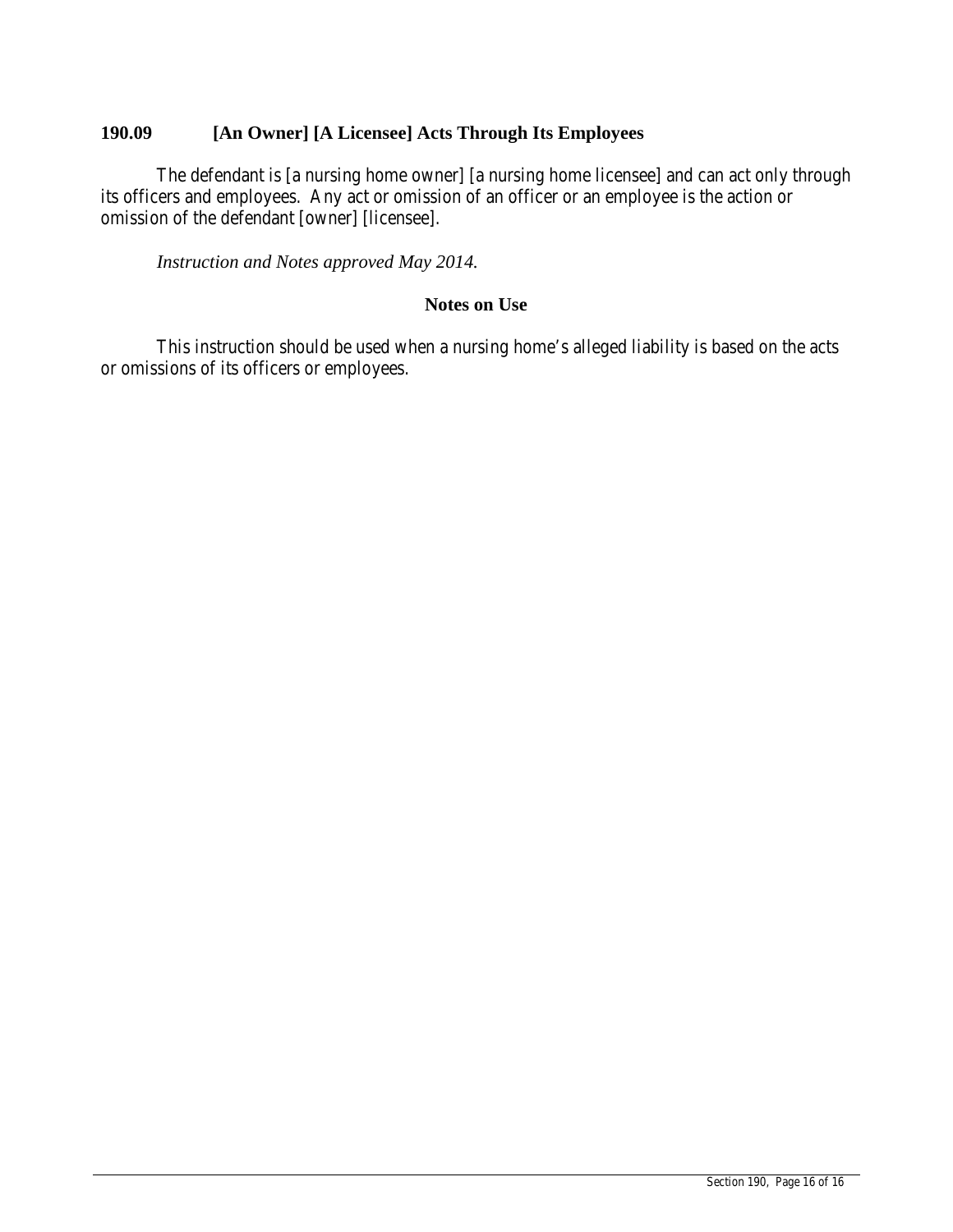## 190.09 [An Owner] [A Licensee] Acts Through Its Employees

The defendant is [a nursing home owner] [a nursing home licensee] and can act only through its officers and employees. Any act or omission of an officer or an employee is the action or omission of the defendant [owner] [licensee].

*Instruction and Notes approved May 2014.*

### Notes on Use

This instruction should be used when a nursing home's alleged liability is based on the acts or omissions of its officers or employees.